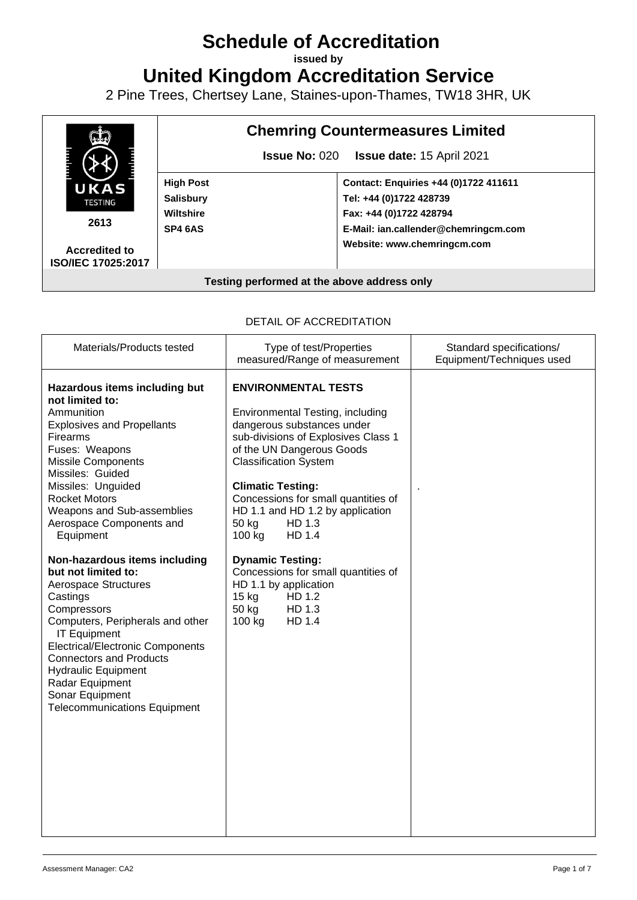# Schedule of Accreditation

**issued by**

# United Kingdom Accreditation Service

2 Pine Trees, Chertsey Lane, Staines-upon-Thames, TW18 3HR, UK

| UKAS TESTING 2613 | **Chemring Countermeasures Limited** | |
|---|---|---|
| | **Issue No:** 020 **Issue date:** 15 April 2021 | |
| | **High Post**<br>**Salisbury**<br>**Wiltshire**<br>**SP4 6AS** | **Contact: Enquiries +44 (0)1722 411611**<br>**Tel: +44 (0)1722 428739**<br>**Fax: +44 (0)1722 428794**<br>**E-Mail: ian.callender@chemringcm.com**<br>**Website: www.chemringcm.com** |
| **Accredited to ISO/IEC 17025:2017** | | |
| **Testing performed at the above address only** | | |

DETAIL OF ACCREDITATION

| Materials/Products tested | Type of test/Properties measured/Range of measurement | Standard specifications/ Equipment/Techniques used |
|---|---|---|
| **Hazardous items including but not limited to:**<br>Ammunition<br>Explosives and Propellants<br>Firearms<br>Fuses: Weapons<br>Missile Components<br>Missiles: Guided<br>Missiles: Unguided<br>Rocket Motors<br>Weapons and Sub-assemblies<br>Aerospace Components and Equipment<br><br>**Non-hazardous items including but not limited to:**<br>Aerospace Structures<br>Castings<br>Compressors<br>Computers, Peripherals and other IT Equipment<br>Electrical/Electronic Components<br>Connectors and Products<br>Hydraulic Equipment<br>Radar Equipment<br>Sonar Equipment<br>Telecommunications Equipment | **ENVIRONMENTAL TESTS**<br><br>Environmental Testing, including dangerous substances under sub-divisions of Explosives Class 1 of the UN Dangerous Goods Classification System<br><br>**Climatic Testing:**<br>Concessions for small quantities of HD 1.1 and HD 1.2 by application<br>50 kg HD 1.3<br>100 kg HD 1.4<br><br>**Dynamic Testing:**<br>Concessions for small quantities of HD 1.1 by application<br>15 kg HD 1.2<br>50 kg HD 1.3<br>100 kg HD 1.4 | . |

Assessment Manager: CA2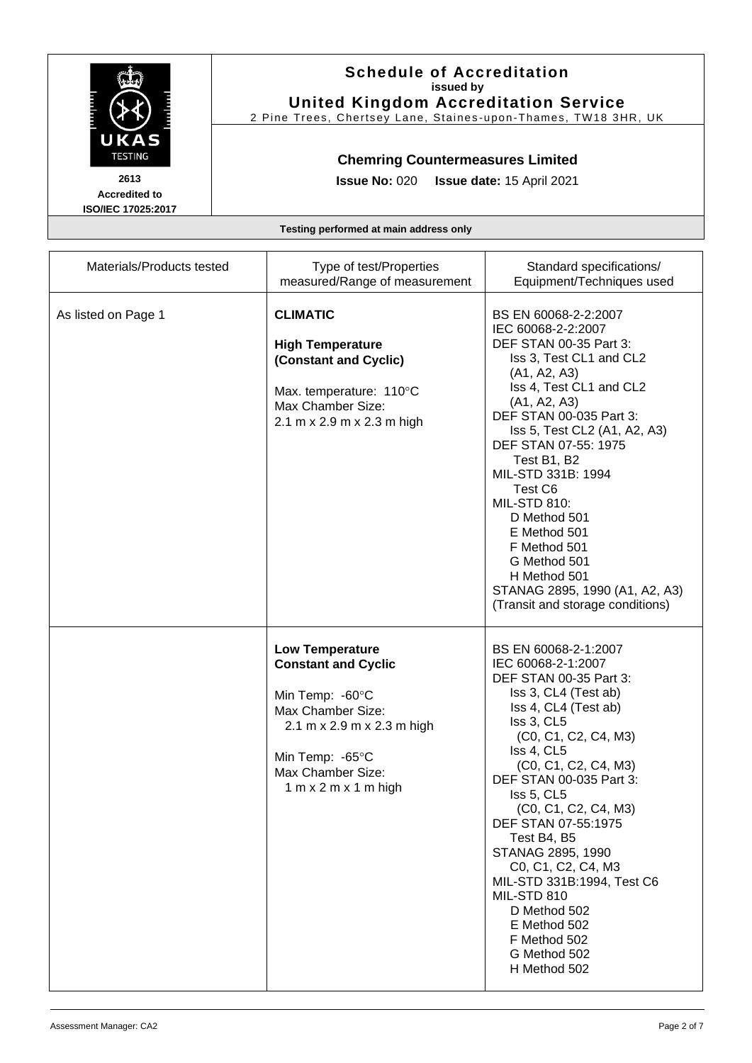# Schedule of Accreditation

**issued by**

**United Kingdom Accreditation Service**

2 Pine Trees, Chertsey Lane, Staines-upon-Thames, TW18 3HR, UK

2613
Accredited to
ISO/IEC 17025:2017

**Chemring Countermeasures Limited**

**Issue No:** 020 **Issue date:** 15 April 2021

**Testing performed at main address only**

| Materials/Products tested | Type of test/Properties measured/Range of measurement | Standard specifications/ Equipment/Techniques used |
|---|---|---|
| As listed on Page 1 | **CLIMATIC**<br><br>**High Temperature (Constant and Cyclic)**<br><br>Max. temperature: 110°C<br>Max Chamber Size:<br>2.1 m x 2.9 m x 2.3 m high | BS EN 60068-2-2:2007<br>IEC 60068-2-2:2007<br>DEF STAN 00-35 Part 3:<br>Iss 3, Test CL1 and CL2 (A1, A2, A3)<br>Iss 4, Test CL1 and CL2 (A1, A2, A3)<br>DEF STAN 00-035 Part 3:<br>Iss 5, Test CL2 (A1, A2, A3)<br>DEF STAN 07-55: 1975<br>Test B1, B2<br>MIL-STD 331B: 1994<br>Test C6<br>MIL-STD 810:<br>D Method 501<br>E Method 501<br>F Method 501<br>G Method 501<br>H Method 501<br>STANAG 2895, 1990 (A1, A2, A3)<br>(Transit and storage conditions) |
| | **Low Temperature Constant and Cyclic**<br><br>Min Temp: -60°C<br>Max Chamber Size:<br>2.1 m x 2.9 m x 2.3 m high<br><br>Min Temp: -65°C<br>Max Chamber Size:<br>1 m x 2 m x 1 m high | BS EN 60068-2-1:2007<br>IEC 60068-2-1:2007<br>DEF STAN 00-35 Part 3:<br>Iss 3, CL4 (Test ab)<br>Iss 4, CL4 (Test ab)<br>Iss 3, CL5 (C0, C1, C2, C4, M3)<br>Iss 4, CL5 (C0, C1, C2, C4, M3)<br>DEF STAN 00-035 Part 3:<br>Iss 5, CL5 (C0, C1, C2, C4, M3)<br>DEF STAN 07-55:1975<br>Test B4, B5<br>STANAG 2895, 1990<br>C0, C1, C2, C4, M3<br>MIL-STD 331B:1994, Test C6<br>MIL-STD 810<br>D Method 502<br>E Method 502<br>F Method 502<br>G Method 502<br>H Method 502 |

Assessment Manager: CA2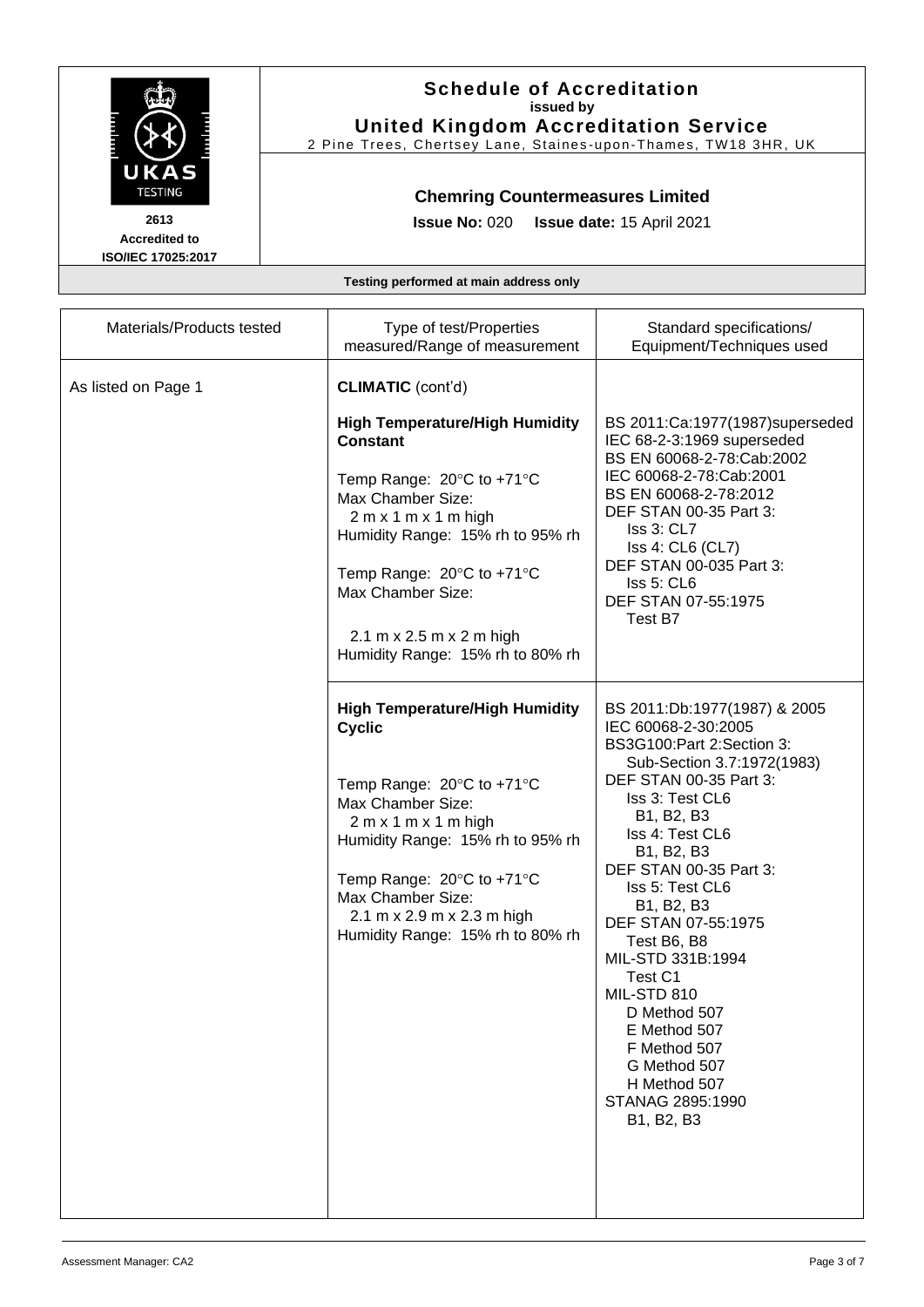# Schedule of Accreditation
**issued by**
**United Kingdom Accreditation Service**
2 Pine Trees, Chertsey Lane, Staines-upon-Thames, TW18 3HR, UK

UKAS TESTING
**2613**
**Accredited to ISO/IEC 17025:2017**

**Chemring Countermeasures Limited**

**Issue No:** 020 **Issue date:** 15 April 2021

**Testing performed at main address only**

| Materials/Products tested | Type of test/Properties measured/Range of measurement | Standard specifications/ Equipment/Techniques used |
|---|---|---|
| As listed on Page 1 | **CLIMATIC** (cont'd) | |
| | **High Temperature/High Humidity Constant**<br><br>Temp Range: 20°C to +71°C<br>Max Chamber Size:<br>2 m x 1 m x 1 m high<br>Humidity Range: 15% rh to 95% rh<br><br>Temp Range: 20°C to +71°C<br>Max Chamber Size:<br>2.1 m x 2.5 m x 2 m high<br>Humidity Range: 15% rh to 80% rh | BS 2011:Ca:1977(1987)superseded<br>IEC 68-2-3:1969 superseded<br>BS EN 60068-2-78:Cab:2002<br>IEC 60068-2-78:Cab:2001<br>BS EN 60068-2-78:2012<br>DEF STAN 00-35 Part 3:<br>Iss 3: CL7<br>Iss 4: CL6 (CL7)<br>DEF STAN 00-035 Part 3:<br>Iss 5: CL6<br>DEF STAN 07-55:1975<br>Test B7 |
| | **High Temperature/High Humidity Cyclic**<br><br>Temp Range: 20°C to +71°C<br>Max Chamber Size:<br>2 m x 1 m x 1 m high<br>Humidity Range: 15% rh to 95% rh<br><br>Temp Range: 20°C to +71°C<br>Max Chamber Size:<br>2.1 m x 2.9 m x 2.3 m high<br>Humidity Range: 15% rh to 80% rh | BS 2011:Db:1977(1987) & 2005<br>IEC 60068-2-30:2005<br>BS3G100:Part 2:Section 3:<br>Sub-Section 3.7:1972(1983)<br>DEF STAN 00-35 Part 3:<br>Iss 3: Test CL6<br>B1, B2, B3<br>Iss 4: Test CL6<br>B1, B2, B3<br>DEF STAN 00-35 Part 3:<br>Iss 5: Test CL6<br>B1, B2, B3<br>DEF STAN 07-55:1975<br>Test B6, B8<br>MIL-STD 331B:1994<br>Test C1<br>MIL-STD 810<br>D Method 507<br>E Method 507<br>F Method 507<br>G Method 507<br>H Method 507<br>STANAG 2895:1990<br>B1, B2, B3 |

Assessment Manager: CA2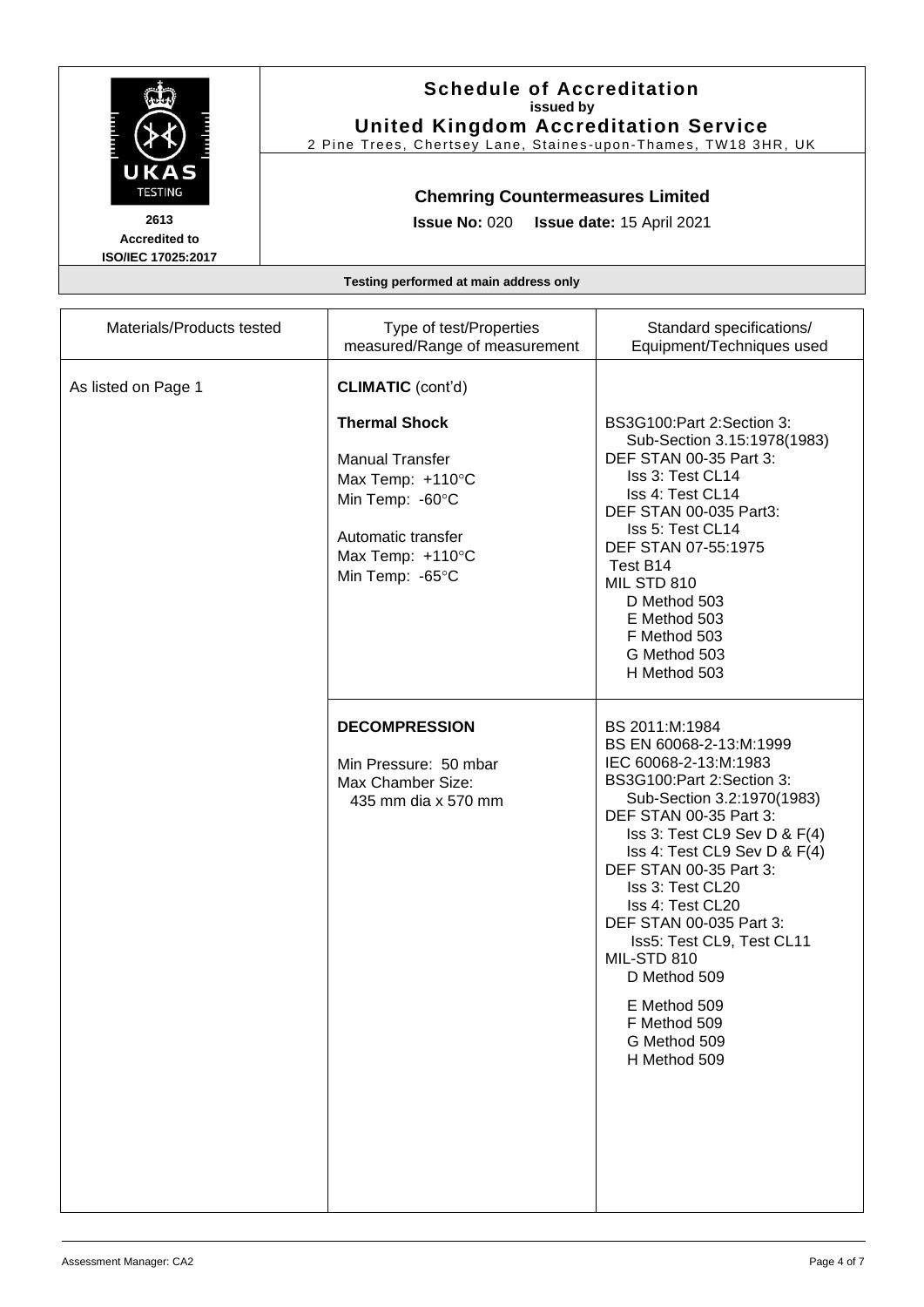**Schedule of Accreditation**
**issued by**
**United Kingdom Accreditation Service**
2 Pine Trees, Chertsey Lane, Staines-upon-Thames, TW18 3HR, UK

**2613**
**Accredited to**
**ISO/IEC 17025:2017**

**Chemring Countermeasures Limited**

**Issue No:** 020 **Issue date:** 15 April 2021

**Testing performed at main address only**

| Materials/Products tested | Type of test/Properties measured/Range of measurement | Standard specifications/ Equipment/Techniques used |
|---|---|---|
| As listed on Page 1 | **CLIMATIC** (cont'd)<br><br>**Thermal Shock**<br><br>Manual Transfer<br>Max Temp: +110°C<br>Min Temp: -60°C<br><br>Automatic transfer<br>Max Temp: +110°C<br>Min Temp: -65°C | BS3G100:Part 2:Section 3:<br>Sub-Section 3.15:1978(1983)<br>DEF STAN 00-35 Part 3:<br>Iss 3: Test CL14<br>Iss 4: Test CL14<br>DEF STAN 00-035 Part3:<br>Iss 5: Test CL14<br>DEF STAN 07-55:1975<br>Test B14<br>MIL STD 810<br>D Method 503<br>E Method 503<br>F Method 503<br>G Method 503<br>H Method 503 |
| | **DECOMPRESSION**<br><br>Min Pressure: 50 mbar<br>Max Chamber Size:<br>435 mm dia x 570 mm | BS 2011:M:1984<br>BS EN 60068-2-13:M:1999<br>IEC 60068-2-13:M:1983<br>BS3G100:Part 2:Section 3:<br>Sub-Section 3.2:1970(1983)<br>DEF STAN 00-35 Part 3:<br>Iss 3: Test CL9 Sev D & F(4)<br>Iss 4: Test CL9 Sev D & F(4)<br>DEF STAN 00-35 Part 3:<br>Iss 3: Test CL20<br>Iss 4: Test CL20<br>DEF STAN 00-035 Part 3:<br>Iss5: Test CL9, Test CL11<br>MIL-STD 810<br>D Method 509<br>E Method 509<br>F Method 509<br>G Method 509<br>H Method 509 |

Assessment Manager: CA2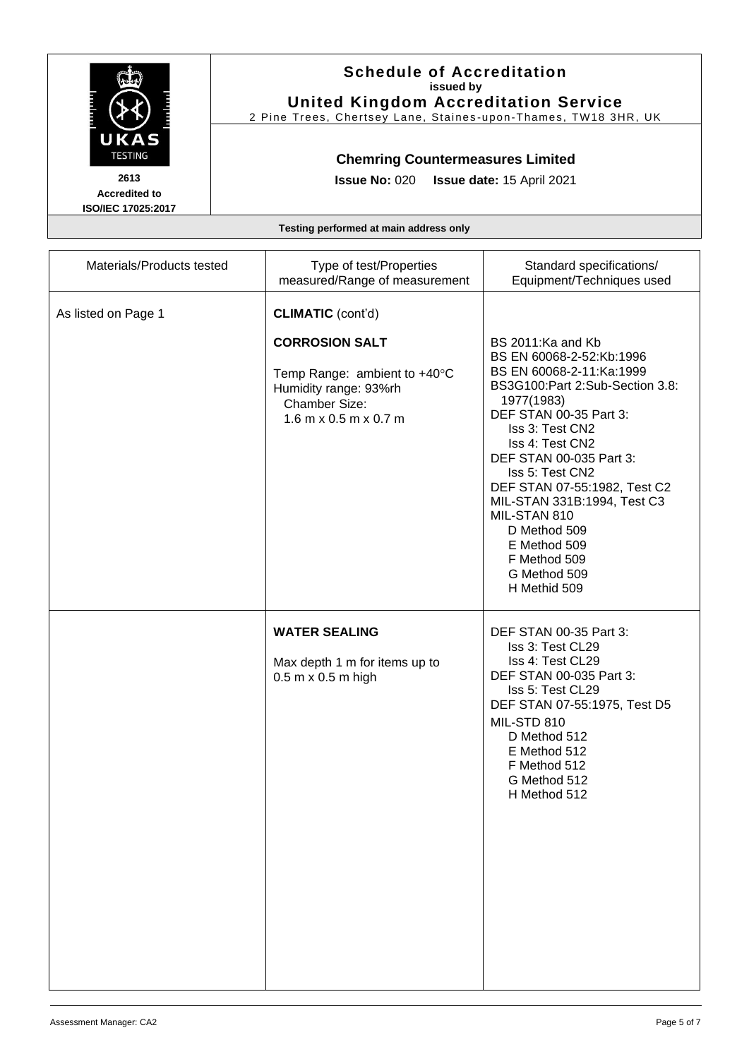**Schedule of Accreditation**
**issued by**
**United Kingdom Accreditation Service**
2 Pine Trees, Chertsey Lane, Staines-upon-Thames, TW18 3HR, UK

**2613**
**Accredited to**
**ISO/IEC 17025:2017**

**Chemring Countermeasures Limited**

**Issue No:** 020 **Issue date:** 15 April 2021

**Testing performed at main address only**

| Materials/Products tested | Type of test/Properties measured/Range of measurement | Standard specifications/ Equipment/Techniques used |
|---|---|---|
| As listed on Page 1 | **CLIMATIC** (cont'd)<br><br>**CORROSION SALT**<br><br>Temp Range: ambient to +40°C<br>Humidity range: 93%rh<br>Chamber Size:<br>1.6 m x 0.5 m x 0.7 m | BS 2011:Ka and Kb<br>BS EN 60068-2-52:Kb:1996<br>BS EN 60068-2-11:Ka:1999<br>BS3G100:Part 2:Sub-Section 3.8: 1977(1983)<br>DEF STAN 00-35 Part 3:<br>Iss 3: Test CN2<br>Iss 4: Test CN2<br>DEF STAN 00-035 Part 3:<br>Iss 5: Test CN2<br>DEF STAN 07-55:1982, Test C2<br>MIL-STAN 331B:1994, Test C3<br>MIL-STAN 810<br>D Method 509<br>E Method 509<br>F Method 509<br>G Method 509<br>H Methid 509 |
| | **WATER SEALING**<br><br>Max depth 1 m for items up to 0.5 m x 0.5 m high | DEF STAN 00-35 Part 3:<br>Iss 3: Test CL29<br>Iss 4: Test CL29<br>DEF STAN 00-035 Part 3:<br>Iss 5: Test CL29<br>DEF STAN 07-55:1975, Test D5<br>MIL-STD 810<br>D Method 512<br>E Method 512<br>F Method 512<br>G Method 512<br>H Method 512 |

Assessment Manager: CA2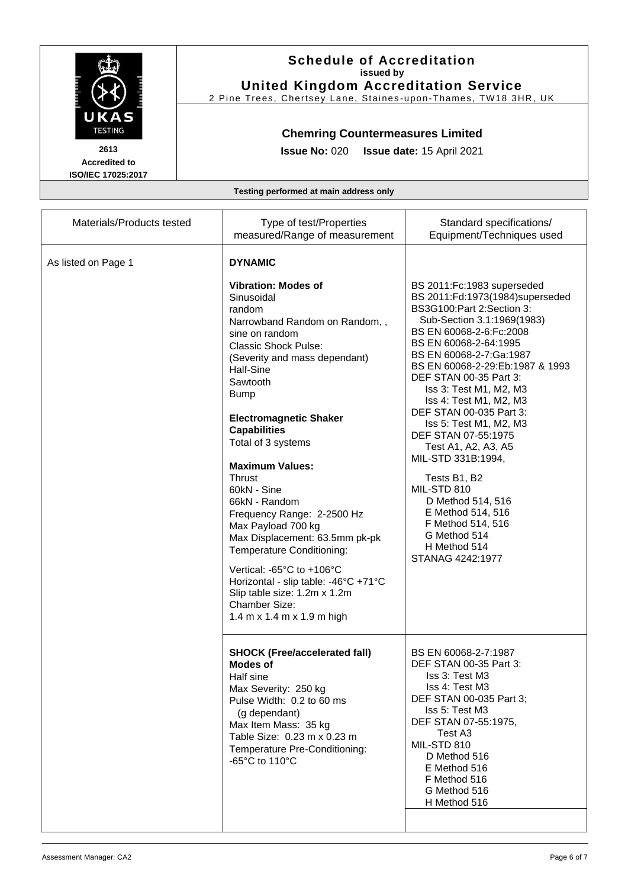# Schedule of Accreditation

issued by

**United Kingdom Accreditation Service**

2 Pine Trees, Chertsey Lane, Staines-upon-Thames, TW18 3HR, UK

2613
Accredited to
ISO/IEC 17025:2017

## Chemring Countermeasures Limited

**Issue No:** 020 **Issue date:** 15 April 2021

**Testing performed at main address only**

| Materials/Products tested | Type of test/Properties measured/Range of measurement | Standard specifications/ Equipment/Techniques used |
|---|---|---|
| As listed on Page 1 | **DYNAMIC**<br><br>**Vibration: Modes of**<br>Sinusoidal<br>random<br>Narrowband Random on Random, ,<br>sine on random<br>Classic Shock Pulse:<br>(Severity and mass dependant)<br>Half-Sine<br>Sawtooth<br>Bump<br><br>**Electromagnetic Shaker Capabilities**<br>Total of 3 systems<br><br>**Maximum Values:**<br>Thrust<br>60kN - Sine<br>66kN - Random<br>Frequency Range: 2-2500 Hz<br>Max Payload 700 kg<br>Max Displacement: 63.5mm pk-pk<br>Temperature Conditioning:<br><br>Vertical: -65°C to +106°C<br>Horizontal - slip table: -46°C +71°C<br>Slip table size: 1.2m x 1.2m<br>Chamber Size:<br>1.4 m x 1.4 m x 1.9 m high | BS 2011:Fc:1983 superseded<br>BS 2011:Fd:1973(1984)superseded<br>BS3G100:Part 2:Section 3:<br>Sub-Section 3.1:1969(1983)<br>BS EN 60068-2-6:Fc:2008<br>BS EN 60068-2-64:1995<br>BS EN 60068-2-7:Ga:1987<br>BS EN 60068-2-29:Eb:1987 & 1993<br>DEF STAN 00-35 Part 3:<br>Iss 3: Test M1, M2, M3<br>Iss 4: Test M1, M2, M3<br>DEF STAN 00-035 Part 3:<br>Iss 5: Test M1, M2, M3<br>DEF STAN 07-55:1975<br>Test A1, A2, A3, A5<br>MIL-STD 331B:1994,<br><br>Tests B1, B2<br>MIL-STD 810<br>D Method 514, 516<br>E Method 514, 516<br>F Method 514, 516<br>G Method 514<br>H Method 514<br>STANAG 4242:1977 |
| | **SHOCK (Free/accelerated fall) Modes of**<br>Half sine<br>Max Severity: 250 kg<br>Pulse Width: 0.2 to 60 ms<br>(g dependant)<br>Max Item Mass: 35 kg<br>Table Size: 0.23 m x 0.23 m<br>Temperature Pre-Conditioning:<br>-65°C to 110°C | BS EN 60068-2-7:1987<br>DEF STAN 00-35 Part 3:<br>Iss 3: Test M3<br>Iss 4: Test M3<br>DEF STAN 00-035 Part 3;<br>Iss 5: Test M3<br>DEF STAN 07-55:1975,<br>Test A3<br>MIL-STD 810<br>D Method 516<br>E Method 516<br>F Method 516<br>G Method 516<br>H Method 516 |

Assessment Manager: CA2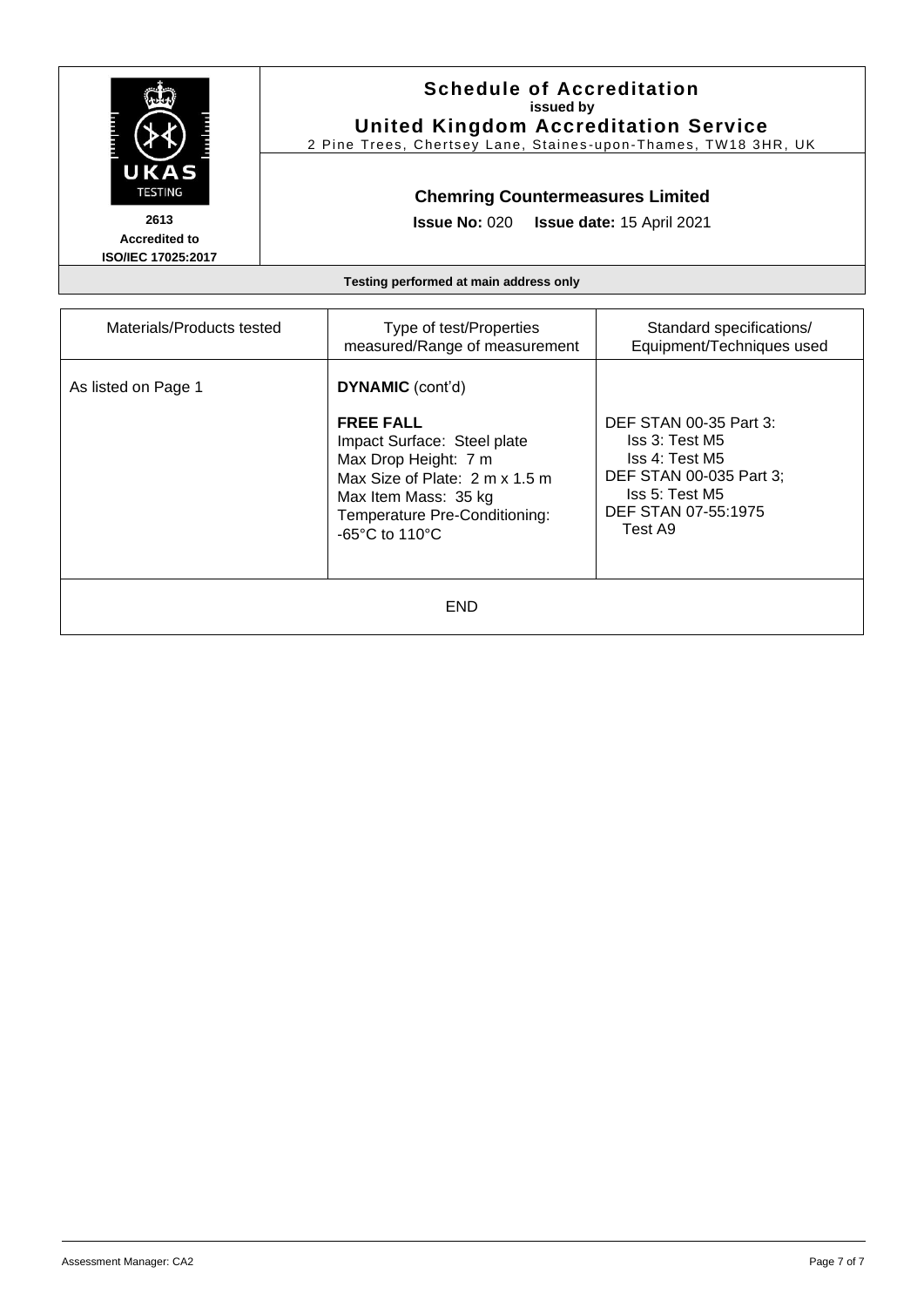**Schedule of Accreditation**
**issued by**
**United Kingdom Accreditation Service**
2 Pine Trees, Chertsey Lane, Staines-upon-Thames, TW18 3HR, UK

UKAS TESTING
**2613**
**Accredited to**
**ISO/IEC 17025:2017**

**Chemring Countermeasures Limited**

**Issue No:** 020 **Issue date:** 15 April 2021

**Testing performed at main address only**

| Materials/Products tested | Type of test/Properties measured/Range of measurement | Standard specifications/ Equipment/Techniques used |
|---|---|---|
| As listed on Page 1 | **DYNAMIC** (cont'd)<br><br>**FREE FALL**<br>Impact Surface: Steel plate<br>Max Drop Height: 7 m<br>Max Size of Plate: 2 m x 1.5 m<br>Max Item Mass: 35 kg<br>Temperature Pre-Conditioning: -65°C to 110°C | <br><br>DEF STAN 00-35 Part 3:<br>Iss 3: Test M5<br>Iss 4: Test M5<br>DEF STAN 00-035 Part 3;<br>Iss 5: Test M5<br>DEF STAN 07-55:1975<br>Test A9 |

END

Assessment Manager: CA2